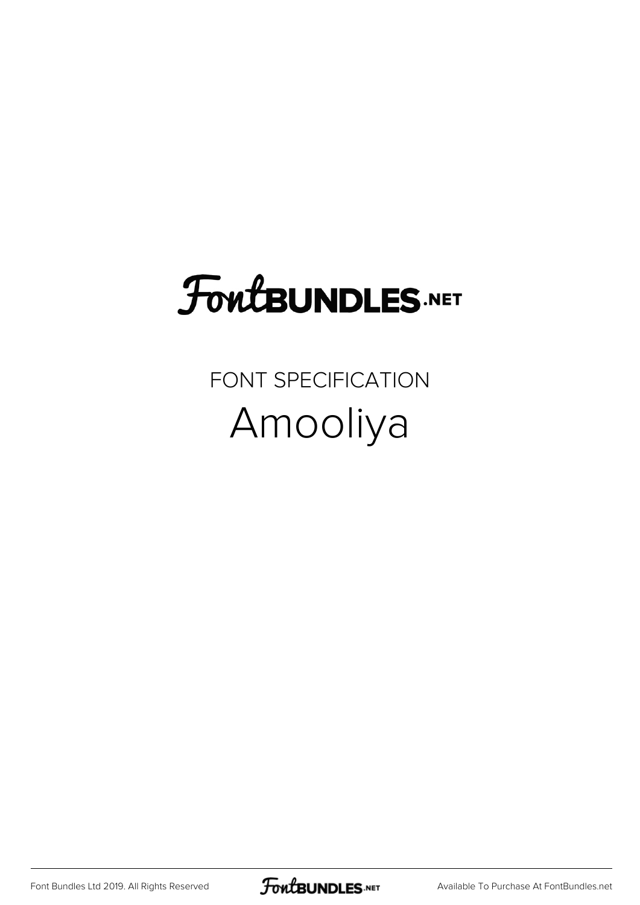# FontBUNDLES.NET

FONT SPECIFICATION

## Amooliya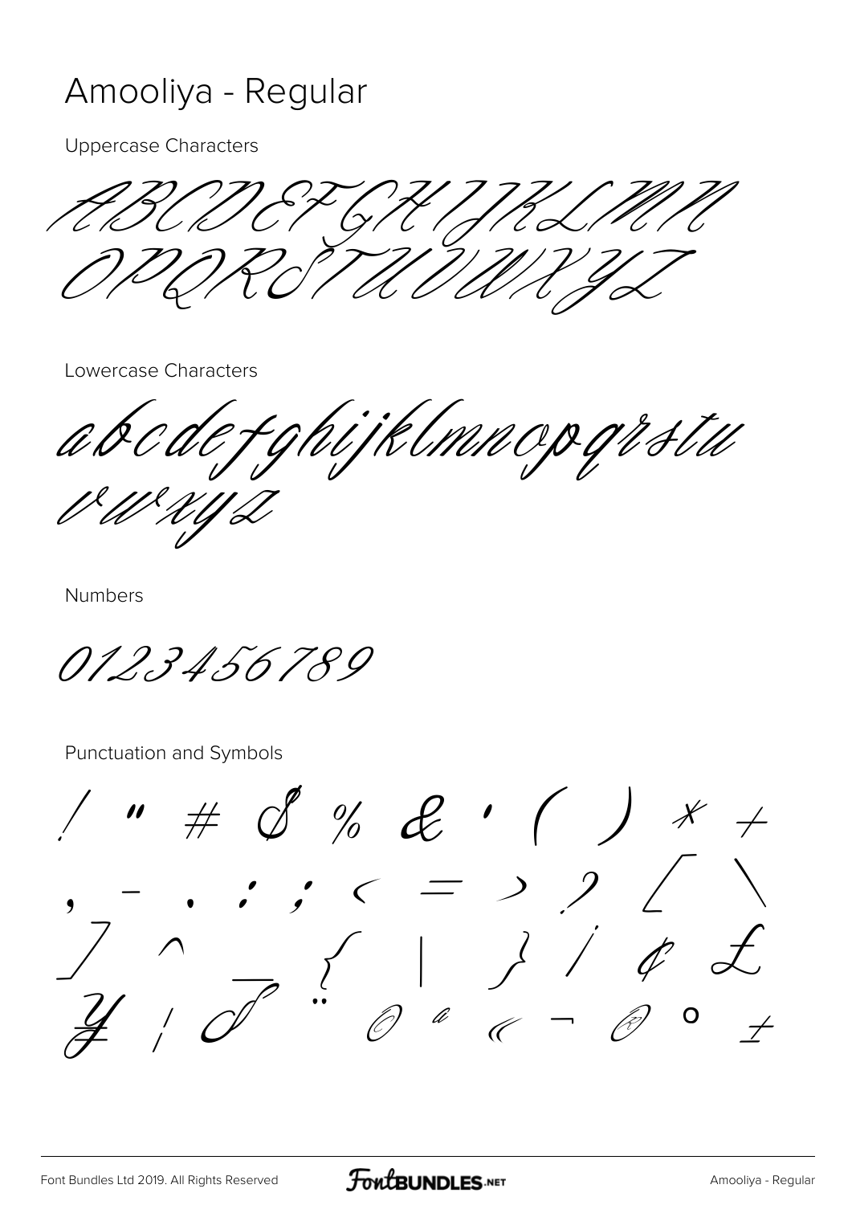# Amooliya - Regular

Uppercase Characters

ABCDEFGHIJKLMN
OPQRSTUVWXYZ

Lowercase Characters

abcdefghijklmnopqrstu
vwxyz

Numbers

0123456789

Punctuation and Symbols

! " # $ % & ' ( ) * +
, - . : ; < = > ? [ \
] ^ _ { | } ¡ ¢ £
¥ ¦ § ¨ © ª « ¬ ® ° ±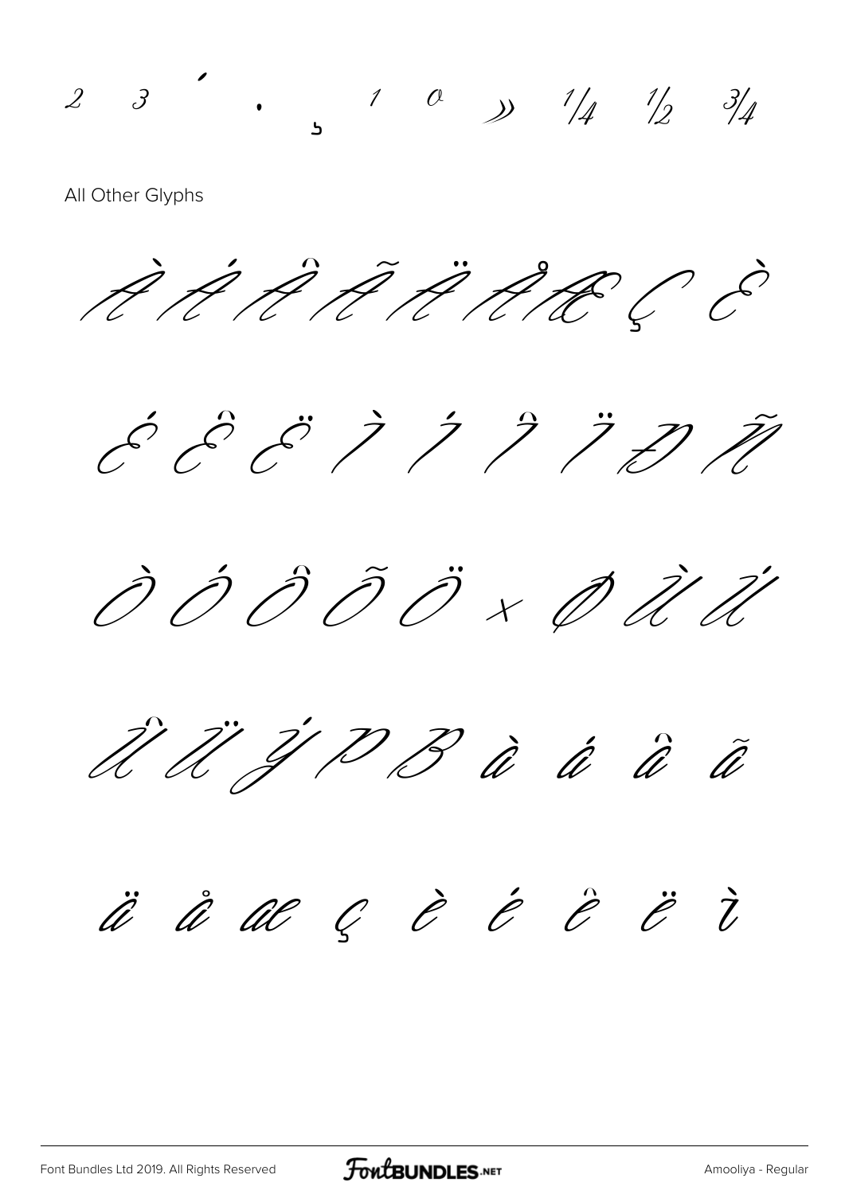² ³ ´ · ¸ ¹ º » ¼ ½ ¾

All Other Glyphs

À Á Â Ã Ä Å Æ Ç È

É Ê Ë Ì Í Î Ï Ð Ñ

Ò Ó Ô Õ Ö × Ø Ù Ú

Û Ü Ý Þ ß à á â ã

ä å æ ç è é ê ë ì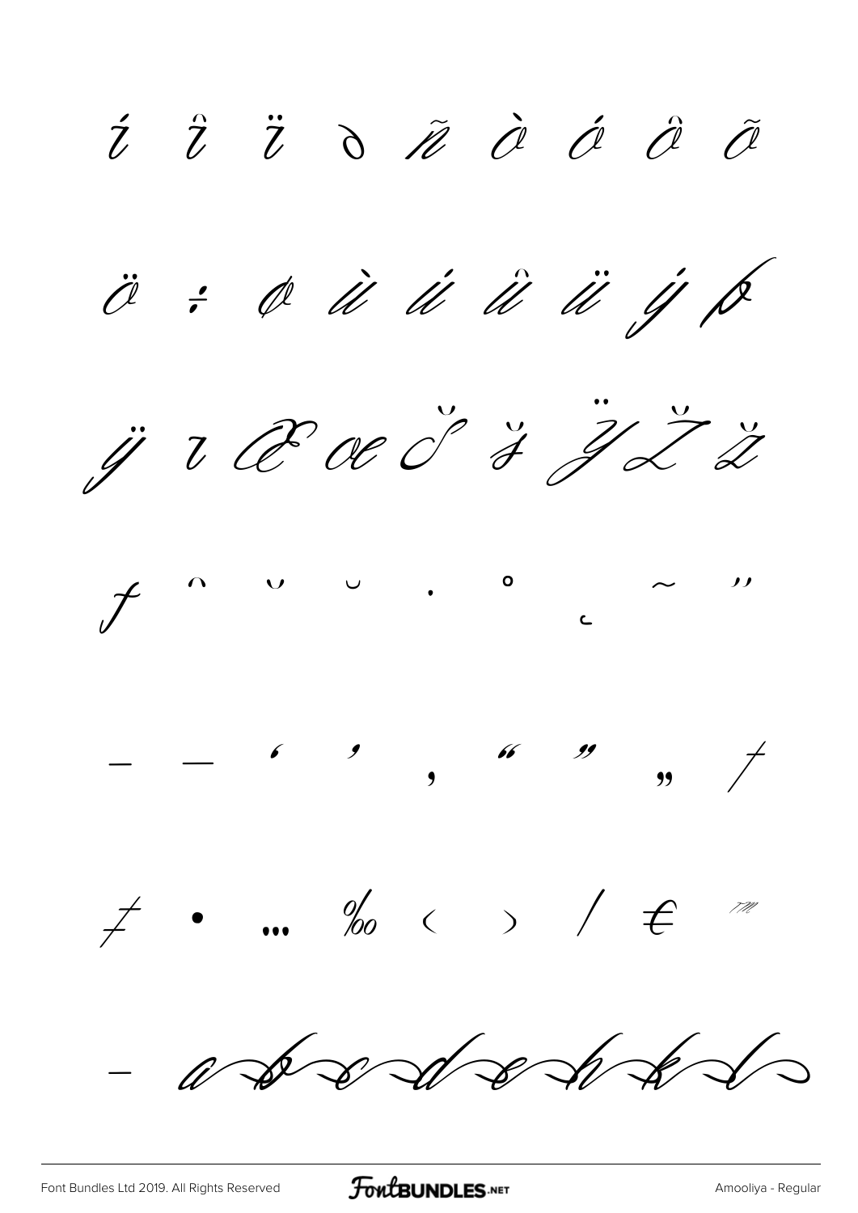í î ï ð ñ ò ó ô õ

ö ÷ ø ù ú û ü ý þ

ÿ ı Œ œ Š š Ÿ Ž ž

ƒ ˆ ˇ ˘ ˙ ˚ ˛ ˜ ˝

– — ‘ ’ ‚ “ ” „ †

‡ • … ‰ ‹ › ⁄ € ™

- a b c d e h k l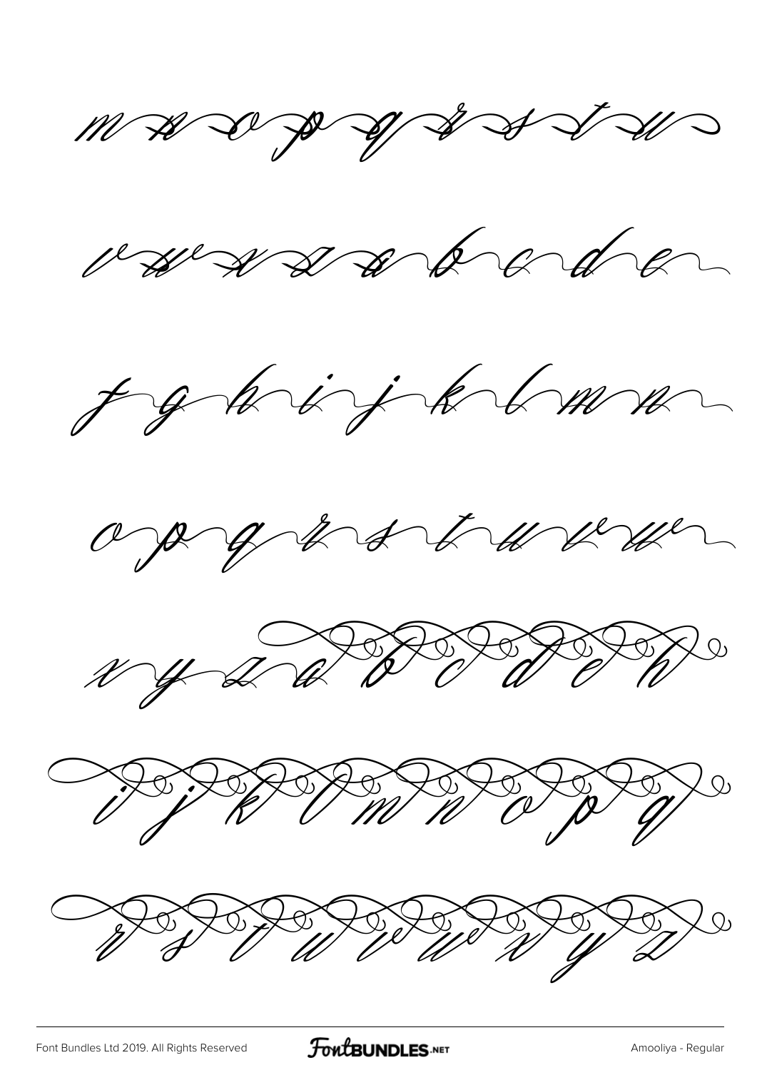m n o p q r s t u

v w x z a b c d e

f g h i j k l m n

o p q r s t u v w

x y z a b c d e h

i j k l m n o p q

r s t u v w x y z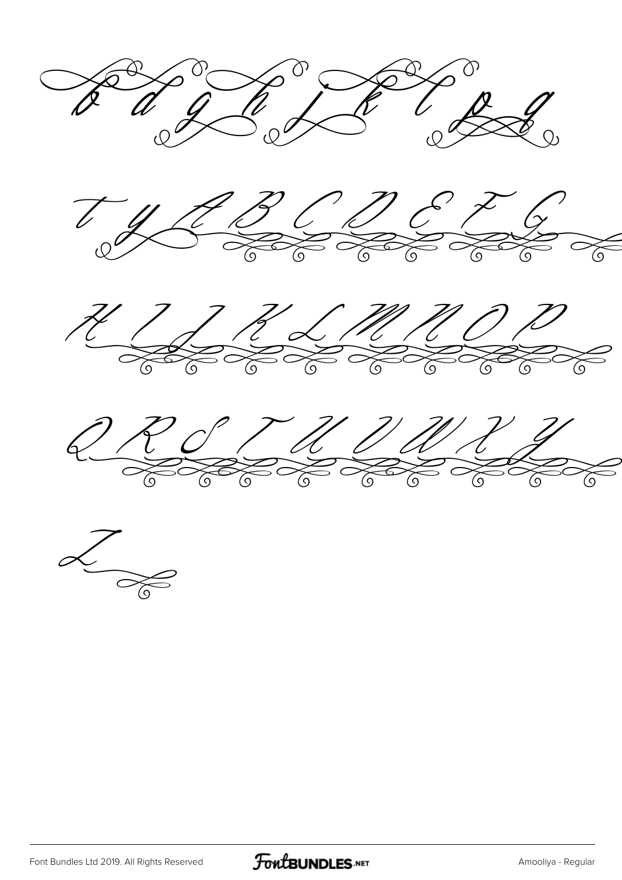b d g h j k l p q

t y A B C D E F G

H I J K L M N O P

Q R S T U V W X Y

Z